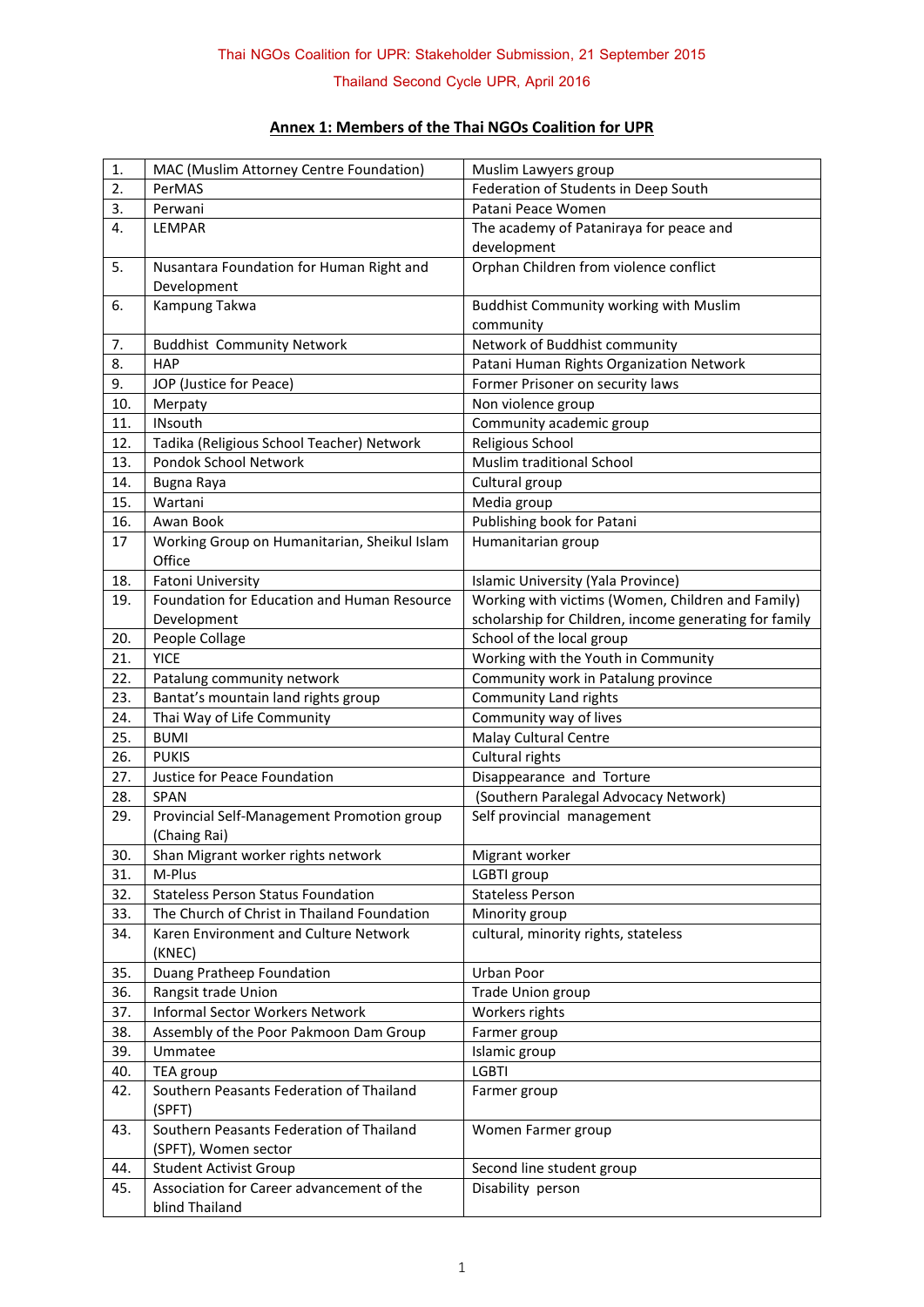Thai NGOs Coalition for UPR: Stakeholder Submission, 21 September 2015

Thailand Second Cycle UPR, April 2016

## Annex 1: Members of the Thai NGOs Coalition for UPR

| | | |
|---|---|---|
| 1. | MAC (Muslim Attorney Centre Foundation) | Muslim Lawyers group |
| 2. | PerMAS | Federation of Students in Deep South |
| 3. | Perwani | Patani Peace Women |
| 4. | LEMPAR | The academy of Pataniraya for peace and development |
| 5. | Nusantara Foundation for Human Right and Development | Orphan Children from violence conflict |
| 6. | Kampung Takwa | Buddhist Community working with Muslim community |
| 7. | Buddhist Community Network | Network of Buddhist community |
| 8. | HAP | Patani Human Rights Organization Network |
| 9. | JOP (Justice for Peace) | Former Prisoner on security laws |
| 10. | Merpaty | Non violence group |
| 11. | INsouth | Community academic group |
| 12. | Tadika (Religious School Teacher) Network | Religious School |
| 13. | Pondok School Network | Muslim traditional School |
| 14. | Bugna Raya | Cultural group |
| 15. | Wartani | Media group |
| 16. | Awan Book | Publishing book for Patani |
| 17 | Working Group on Humanitarian, Sheikul Islam Office | Humanitarian group |
| 18. | Fatoni University | Islamic University (Yala Province) |
| 19. | Foundation for Education and Human Resource Development | Working with victims (Women, Children and Family) scholarship for Children, income generating for family |
| 20. | People Collage | School of the local group |
| 21. | YICE | Working with the Youth in Community |
| 22. | Patalung community network | Community work in Patalung province |
| 23. | Bantat's mountain land rights group | Community Land rights |
| 24. | Thai Way of Life Community | Community way of lives |
| 25. | BUMI | Malay Cultural Centre |
| 26. | PUKIS | Cultural rights |
| 27. | Justice for Peace Foundation | Disappearance and Torture |
| 28. | SPAN | (Southern Paralegal Advocacy Network) |
| 29. | Provincial Self-Management Promotion group (Chaing Rai) | Self provincial management |
| 30. | Shan Migrant worker rights network | Migrant worker |
| 31. | M-Plus | LGBTI group |
| 32. | Stateless Person Status Foundation | Stateless Person |
| 33. | The Church of Christ in Thailand Foundation | Minority group |
| 34. | Karen Environment and Culture Network (KNEC) | cultural, minority rights, stateless |
| 35. | Duang Pratheep Foundation | Urban Poor |
| 36. | Rangsit trade Union | Trade Union group |
| 37. | Informal Sector Workers Network | Workers rights |
| 38. | Assembly of the Poor Pakmoon Dam Group | Farmer group |
| 39. | Ummatee | Islamic group |
| 40. | TEA group | LGBTI |
| 42. | Southern Peasants Federation of Thailand (SPFT) | Farmer group |
| 43. | Southern Peasants Federation of Thailand (SPFT), Women sector | Women Farmer group |
| 44. | Student Activist Group | Second line student group |
| 45. | Association for Career advancement of the blind Thailand | Disability person |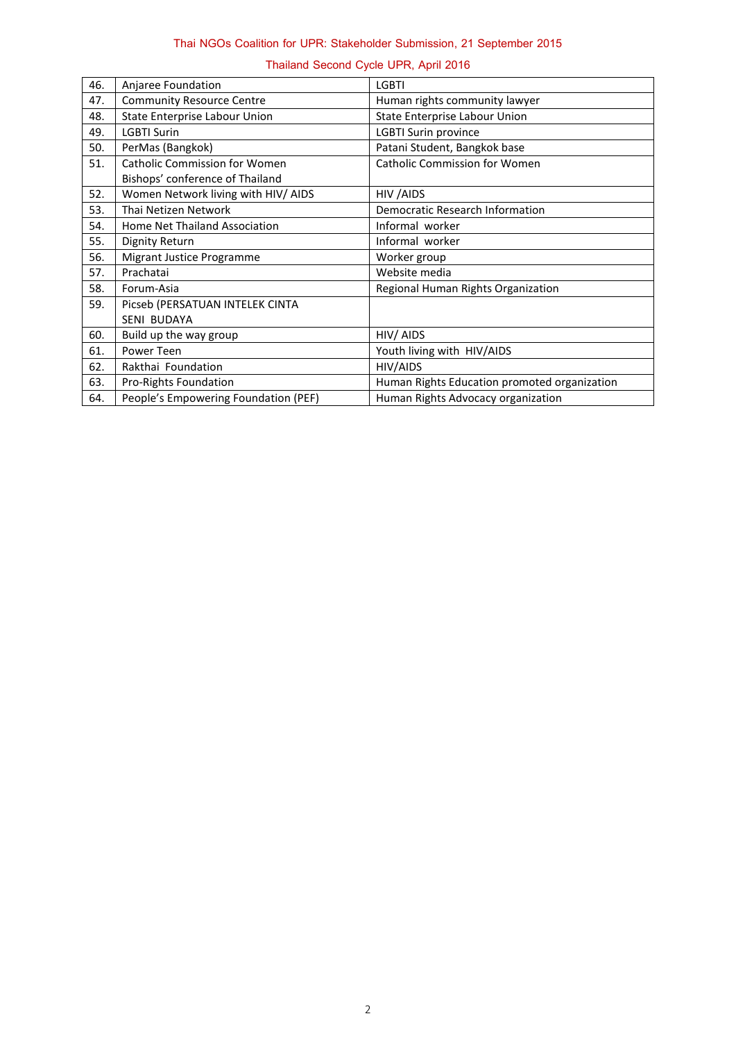| | | |
|---|---|---|
| 46. | Anjaree Foundation | LGBTI |
| 47. | Community Resource Centre | Human rights community lawyer |
| 48. | State Enterprise Labour Union | State Enterprise Labour Union |
| 49. | LGBTI Surin | LGBTI Surin province |
| 50. | PerMas (Bangkok) | Patani Student, Bangkok base |
| 51. | Catholic Commission for Women Bishops' conference of Thailand | Catholic Commission for Women |
| 52. | Women Network living with HIV/ AIDS | HIV /AIDS |
| 53. | Thai Netizen Network | Democratic Research Information |
| 54. | Home Net Thailand Association | Informal worker |
| 55. | Dignity Return | Informal worker |
| 56. | Migrant Justice Programme | Worker group |
| 57. | Prachatai | Website media |
| 58. | Forum-Asia | Regional Human Rights Organization |
| 59. | Picseb (PERSATUAN INTELEK CINTA SENI BUDAYA | |
| 60. | Build up the way group | HIV/ AIDS |
| 61. | Power Teen | Youth living with HIV/AIDS |
| 62. | Rakthai Foundation | HIV/AIDS |
| 63. | Pro-Rights Foundation | Human Rights Education promoted organization |
| 64. | People's Empowering Foundation (PEF) | Human Rights Advocacy organization |